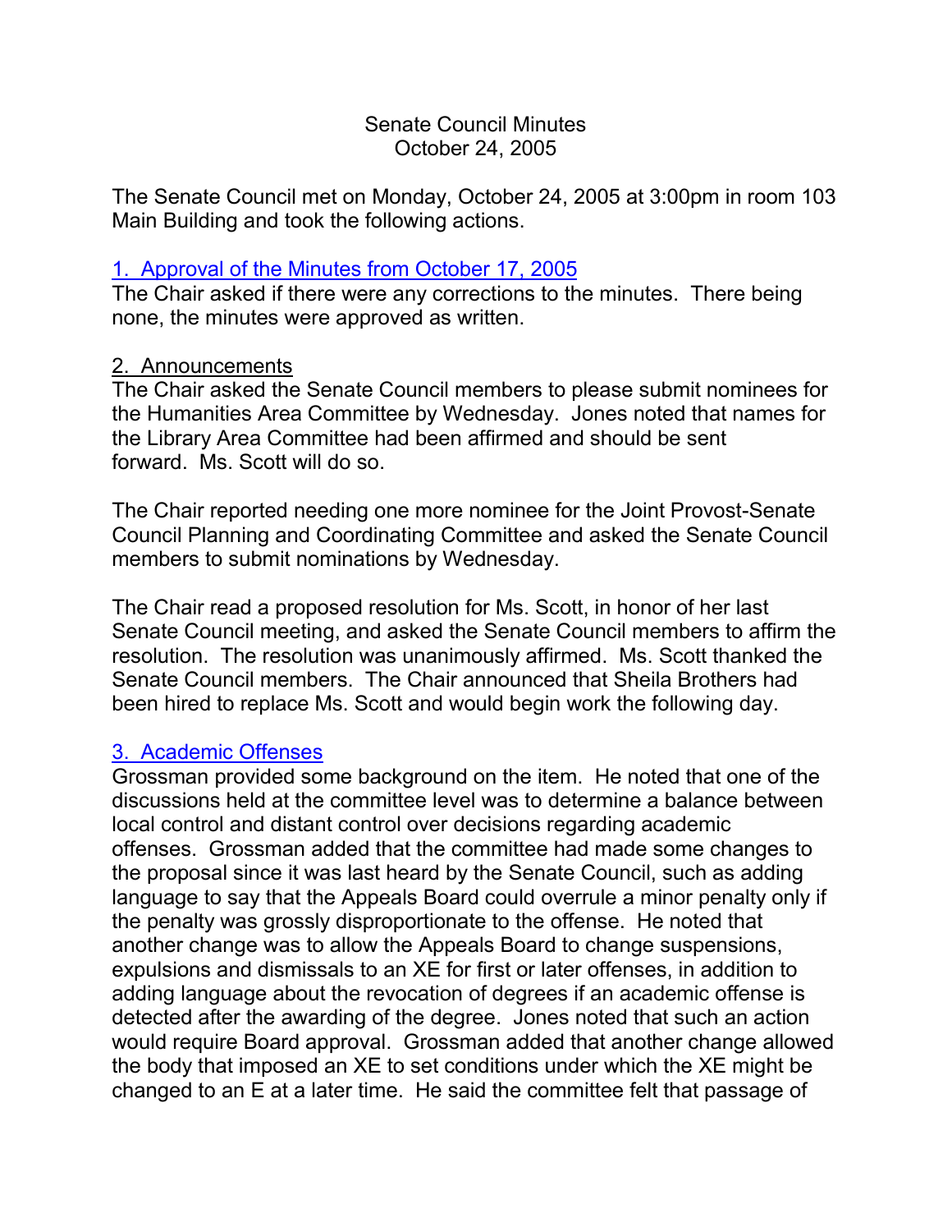# Senate Council Minutes
## October 24, 2005

The Senate Council met on Monday, October 24, 2005 at 3:00pm in room 103 Main Building and took the following actions.

### 1. Approval of the Minutes from October 17, 2005

The Chair asked if there were any corrections to the minutes. There being none, the minutes were approved as written.

### 2. Announcements

The Chair asked the Senate Council members to please submit nominees for the Humanities Area Committee by Wednesday. Jones noted that names for the Library Area Committee had been affirmed and should be sent forward. Ms. Scott will do so.

The Chair reported needing one more nominee for the Joint Provost-Senate Council Planning and Coordinating Committee and asked the Senate Council members to submit nominations by Wednesday.

The Chair read a proposed resolution for Ms. Scott, in honor of her last Senate Council meeting, and asked the Senate Council members to affirm the resolution. The resolution was unanimously affirmed. Ms. Scott thanked the Senate Council members. The Chair announced that Sheila Brothers had been hired to replace Ms. Scott and would begin work the following day.

### 3. Academic Offenses

Grossman provided some background on the item. He noted that one of the discussions held at the committee level was to determine a balance between local control and distant control over decisions regarding academic offenses. Grossman added that the committee had made some changes to the proposal since it was last heard by the Senate Council, such as adding language to say that the Appeals Board could overrule a minor penalty only if the penalty was grossly disproportionate to the offense. He noted that another change was to allow the Appeals Board to change suspensions, expulsions and dismissals to an XE for first or later offenses, in addition to adding language about the revocation of degrees if an academic offense is detected after the awarding of the degree. Jones noted that such an action would require Board approval. Grossman added that another change allowed the body that imposed an XE to set conditions under which the XE might be changed to an E at a later time. He said the committee felt that passage of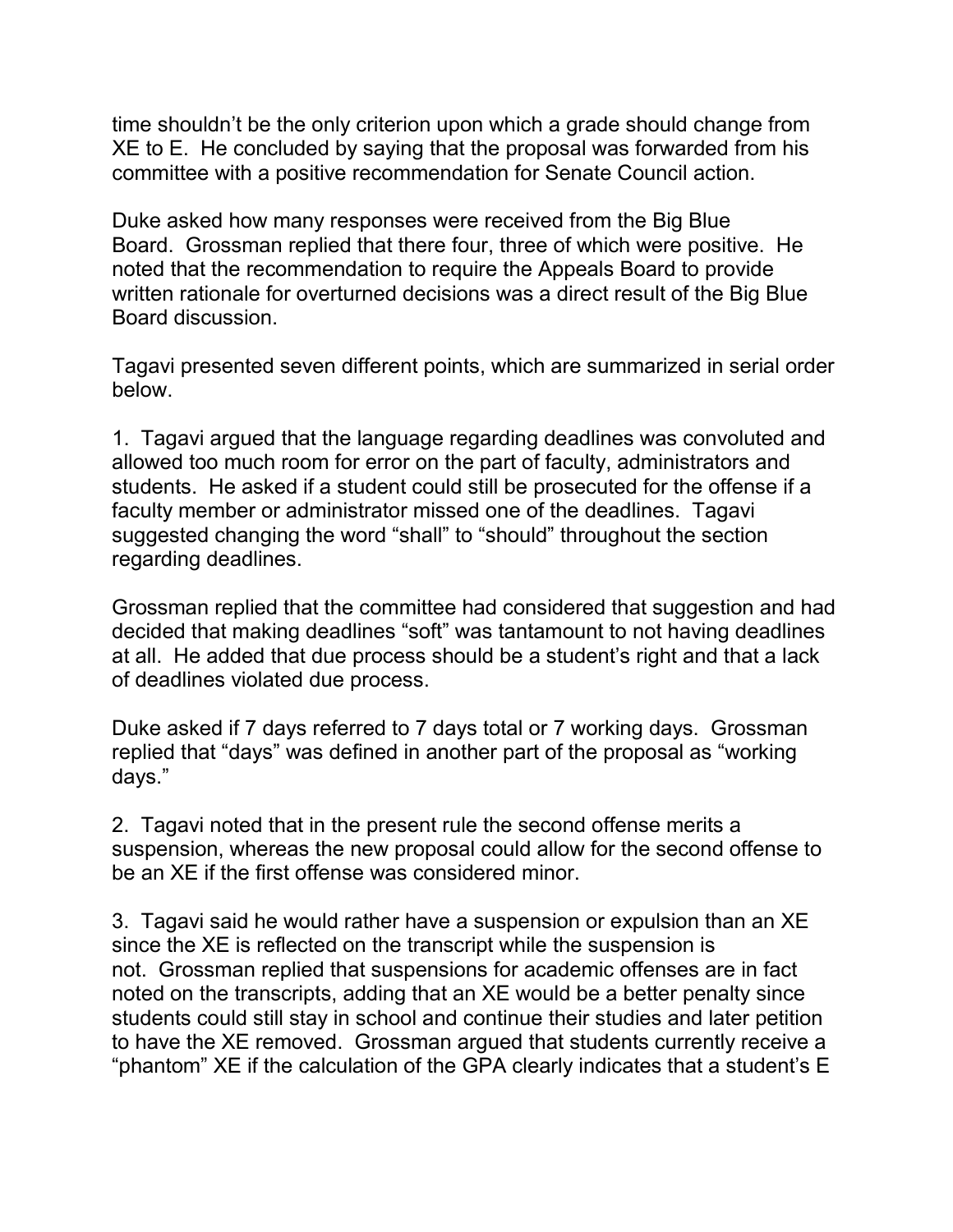time shouldn't be the only criterion upon which a grade should change from XE to E. He concluded by saying that the proposal was forwarded from his committee with a positive recommendation for Senate Council action.

Duke asked how many responses were received from the Big Blue Board. Grossman replied that there four, three of which were positive. He noted that the recommendation to require the Appeals Board to provide written rationale for overturned decisions was a direct result of the Big Blue Board discussion.

Tagavi presented seven different points, which are summarized in serial order below.

1. Tagavi argued that the language regarding deadlines was convoluted and allowed too much room for error on the part of faculty, administrators and students. He asked if a student could still be prosecuted for the offense if a faculty member or administrator missed one of the deadlines. Tagavi suggested changing the word "shall" to "should" throughout the section regarding deadlines.

Grossman replied that the committee had considered that suggestion and had decided that making deadlines "soft" was tantamount to not having deadlines at all. He added that due process should be a student's right and that a lack of deadlines violated due process.

Duke asked if 7 days referred to 7 days total or 7 working days. Grossman replied that "days" was defined in another part of the proposal as "working days."

2. Tagavi noted that in the present rule the second offense merits a suspension, whereas the new proposal could allow for the second offense to be an XE if the first offense was considered minor.

3. Tagavi said he would rather have a suspension or expulsion than an XE since the XE is reflected on the transcript while the suspension is not. Grossman replied that suspensions for academic offenses are in fact noted on the transcripts, adding that an XE would be a better penalty since students could still stay in school and continue their studies and later petition to have the XE removed. Grossman argued that students currently receive a "phantom" XE if the calculation of the GPA clearly indicates that a student's E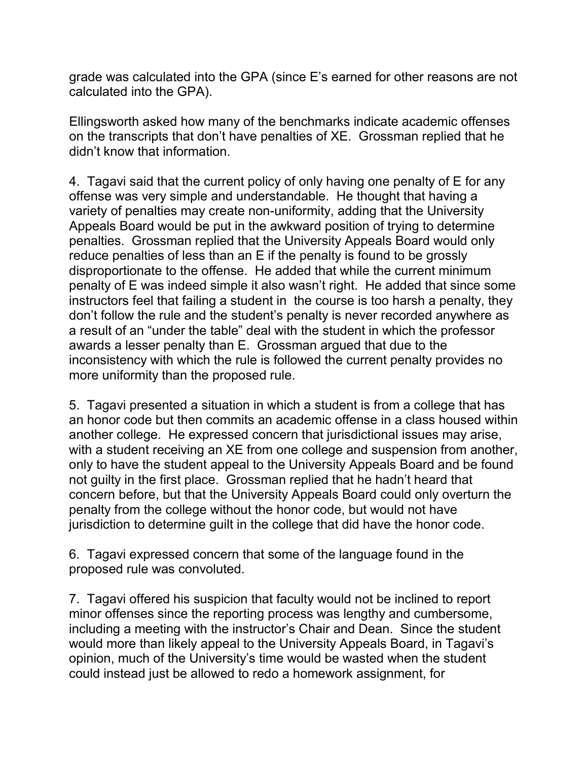grade was calculated into the GPA (since E's earned for other reasons are not calculated into the GPA).

Ellingsworth asked how many of the benchmarks indicate academic offenses on the transcripts that don't have penalties of XE. Grossman replied that he didn't know that information.

4. Tagavi said that the current policy of only having one penalty of E for any offense was very simple and understandable. He thought that having a variety of penalties may create non-uniformity, adding that the University Appeals Board would be put in the awkward position of trying to determine penalties. Grossman replied that the University Appeals Board would only reduce penalties of less than an E if the penalty is found to be grossly disproportionate to the offense. He added that while the current minimum penalty of E was indeed simple it also wasn't right. He added that since some instructors feel that failing a student in the course is too harsh a penalty, they don't follow the rule and the student's penalty is never recorded anywhere as a result of an "under the table" deal with the student in which the professor awards a lesser penalty than E. Grossman argued that due to the inconsistency with which the rule is followed the current penalty provides no more uniformity than the proposed rule.

5. Tagavi presented a situation in which a student is from a college that has an honor code but then commits an academic offense in a class housed within another college. He expressed concern that jurisdictional issues may arise, with a student receiving an XE from one college and suspension from another, only to have the student appeal to the University Appeals Board and be found not guilty in the first place. Grossman replied that he hadn't heard that concern before, but that the University Appeals Board could only overturn the penalty from the college without the honor code, but would not have jurisdiction to determine guilt in the college that did have the honor code.

6. Tagavi expressed concern that some of the language found in the proposed rule was convoluted.

7. Tagavi offered his suspicion that faculty would not be inclined to report minor offenses since the reporting process was lengthy and cumbersome, including a meeting with the instructor's Chair and Dean. Since the student would more than likely appeal to the University Appeals Board, in Tagavi's opinion, much of the University's time would be wasted when the student could instead just be allowed to redo a homework assignment, for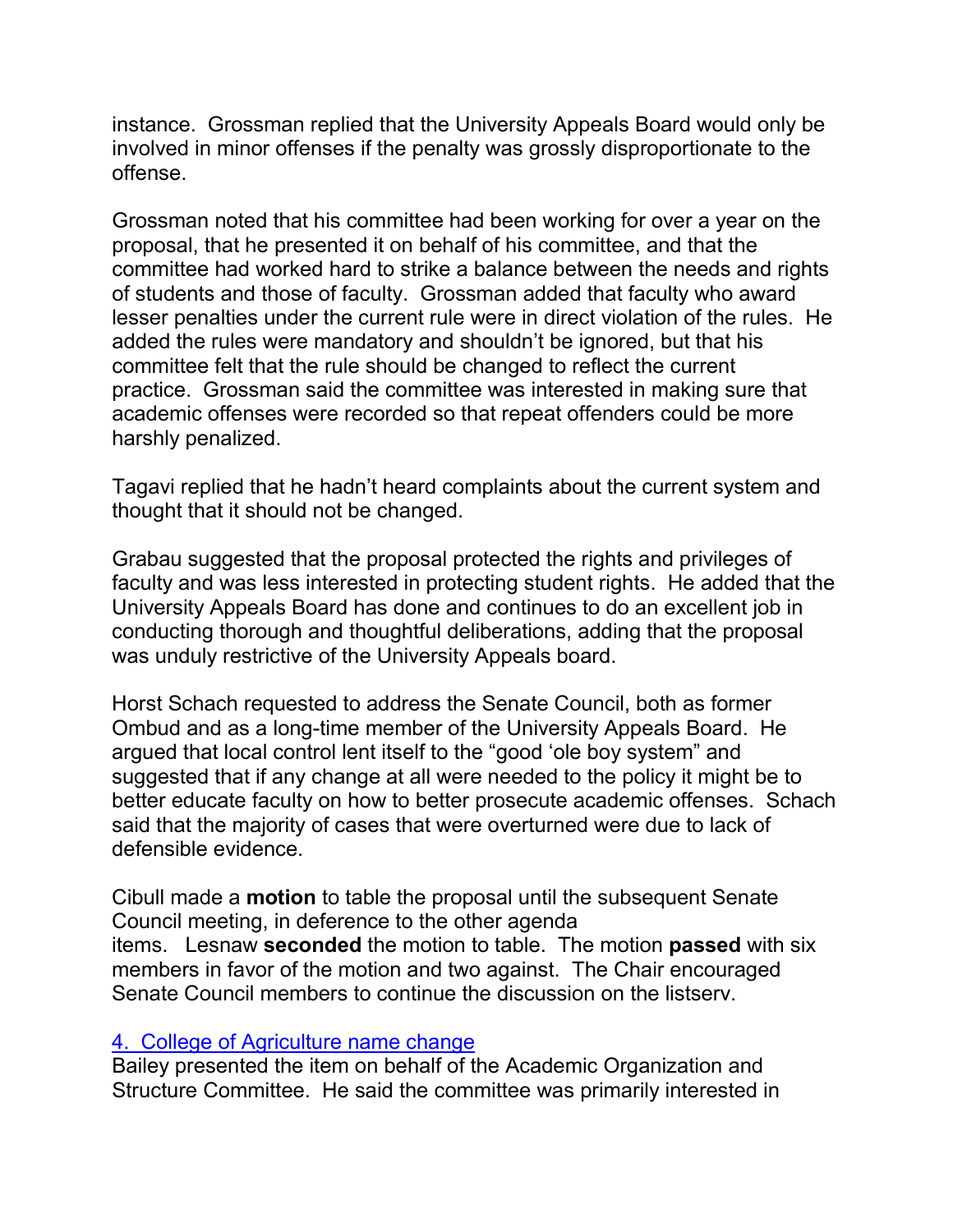instance. Grossman replied that the University Appeals Board would only be involved in minor offenses if the penalty was grossly disproportionate to the offense.

Grossman noted that his committee had been working for over a year on the proposal, that he presented it on behalf of his committee, and that the committee had worked hard to strike a balance between the needs and rights of students and those of faculty. Grossman added that faculty who award lesser penalties under the current rule were in direct violation of the rules. He added the rules were mandatory and shouldn't be ignored, but that his committee felt that the rule should be changed to reflect the current practice. Grossman said the committee was interested in making sure that academic offenses were recorded so that repeat offenders could be more harshly penalized.

Tagavi replied that he hadn't heard complaints about the current system and thought that it should not be changed.

Grabau suggested that the proposal protected the rights and privileges of faculty and was less interested in protecting student rights. He added that the University Appeals Board has done and continues to do an excellent job in conducting thorough and thoughtful deliberations, adding that the proposal was unduly restrictive of the University Appeals board.

Horst Schach requested to address the Senate Council, both as former Ombud and as a long-time member of the University Appeals Board. He argued that local control lent itself to the "good 'ole boy system" and suggested that if any change at all were needed to the policy it might be to better educate faculty on how to better prosecute academic offenses. Schach said that the majority of cases that were overturned were due to lack of defensible evidence.

Cibull made a **motion** to table the proposal until the subsequent Senate Council meeting, in deference to the other agenda items. Lesnaw **seconded** the motion to table. The motion **passed** with six members in favor of the motion and two against. The Chair encouraged Senate Council members to continue the discussion on the listserv.

4. College of Agriculture name change

Bailey presented the item on behalf of the Academic Organization and Structure Committee. He said the committee was primarily interested in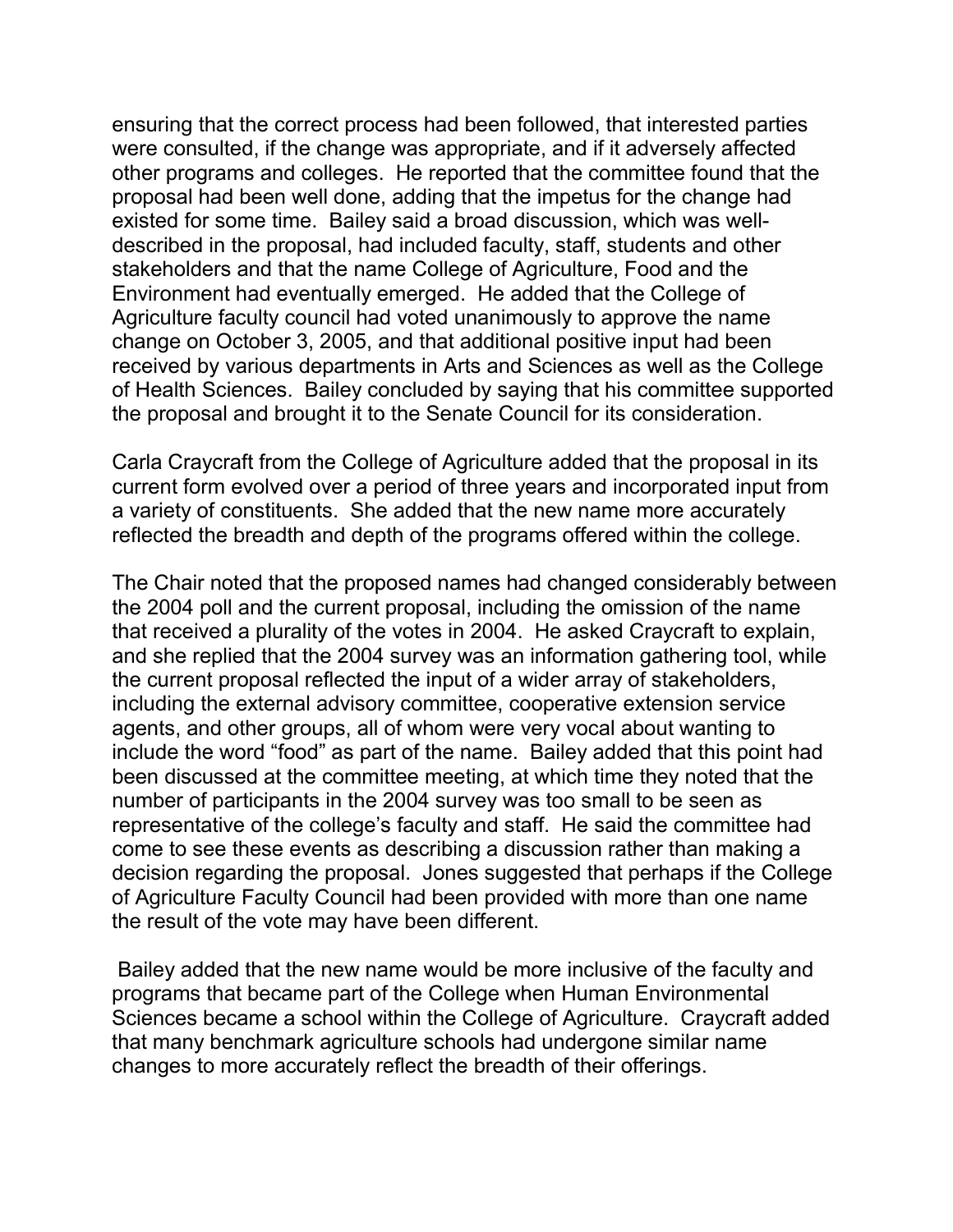ensuring that the correct process had been followed, that interested parties were consulted, if the change was appropriate, and if it adversely affected other programs and colleges. He reported that the committee found that the proposal had been well done, adding that the impetus for the change had existed for some time. Bailey said a broad discussion, which was well-described in the proposal, had included faculty, staff, students and other stakeholders and that the name College of Agriculture, Food and the Environment had eventually emerged. He added that the College of Agriculture faculty council had voted unanimously to approve the name change on October 3, 2005, and that additional positive input had been received by various departments in Arts and Sciences as well as the College of Health Sciences. Bailey concluded by saying that his committee supported the proposal and brought it to the Senate Council for its consideration.

Carla Craycraft from the College of Agriculture added that the proposal in its current form evolved over a period of three years and incorporated input from a variety of constituents. She added that the new name more accurately reflected the breadth and depth of the programs offered within the college.

The Chair noted that the proposed names had changed considerably between the 2004 poll and the current proposal, including the omission of the name that received a plurality of the votes in 2004. He asked Craycraft to explain, and she replied that the 2004 survey was an information gathering tool, while the current proposal reflected the input of a wider array of stakeholders, including the external advisory committee, cooperative extension service agents, and other groups, all of whom were very vocal about wanting to include the word "food" as part of the name. Bailey added that this point had been discussed at the committee meeting, at which time they noted that the number of participants in the 2004 survey was too small to be seen as representative of the college's faculty and staff. He said the committee had come to see these events as describing a discussion rather than making a decision regarding the proposal. Jones suggested that perhaps if the College of Agriculture Faculty Council had been provided with more than one name the result of the vote may have been different.

Bailey added that the new name would be more inclusive of the faculty and programs that became part of the College when Human Environmental Sciences became a school within the College of Agriculture. Craycraft added that many benchmark agriculture schools had undergone similar name changes to more accurately reflect the breadth of their offerings.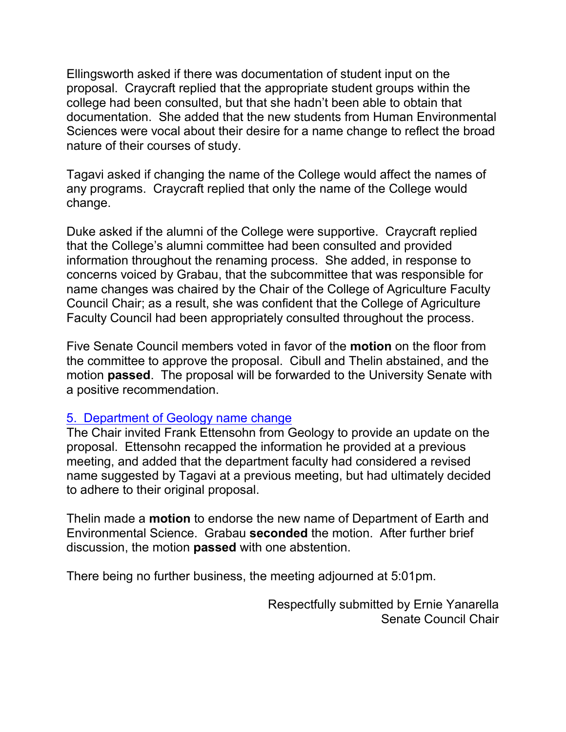Ellingsworth asked if there was documentation of student input on the proposal. Craycraft replied that the appropriate student groups within the college had been consulted, but that she hadn't been able to obtain that documentation. She added that the new students from Human Environmental Sciences were vocal about their desire for a name change to reflect the broad nature of their courses of study.

Tagavi asked if changing the name of the College would affect the names of any programs. Craycraft replied that only the name of the College would change.

Duke asked if the alumni of the College were supportive. Craycraft replied that the College's alumni committee had been consulted and provided information throughout the renaming process. She added, in response to concerns voiced by Grabau, that the subcommittee that was responsible for name changes was chaired by the Chair of the College of Agriculture Faculty Council Chair; as a result, she was confident that the College of Agriculture Faculty Council had been appropriately consulted throughout the process.

Five Senate Council members voted in favor of the **motion** on the floor from the committee to approve the proposal. Cibull and Thelin abstained, and the motion **passed**. The proposal will be forwarded to the University Senate with a positive recommendation.

### 5. Department of Geology name change

The Chair invited Frank Ettensohn from Geology to provide an update on the proposal. Ettensohn recapped the information he provided at a previous meeting, and added that the department faculty had considered a revised name suggested by Tagavi at a previous meeting, but had ultimately decided to adhere to their original proposal.

Thelin made a **motion** to endorse the new name of Department of Earth and Environmental Science. Grabau **seconded** the motion. After further brief discussion, the motion **passed** with one abstention.

There being no further business, the meeting adjourned at 5:01pm.

Respectfully submitted by Ernie Yanarella
Senate Council Chair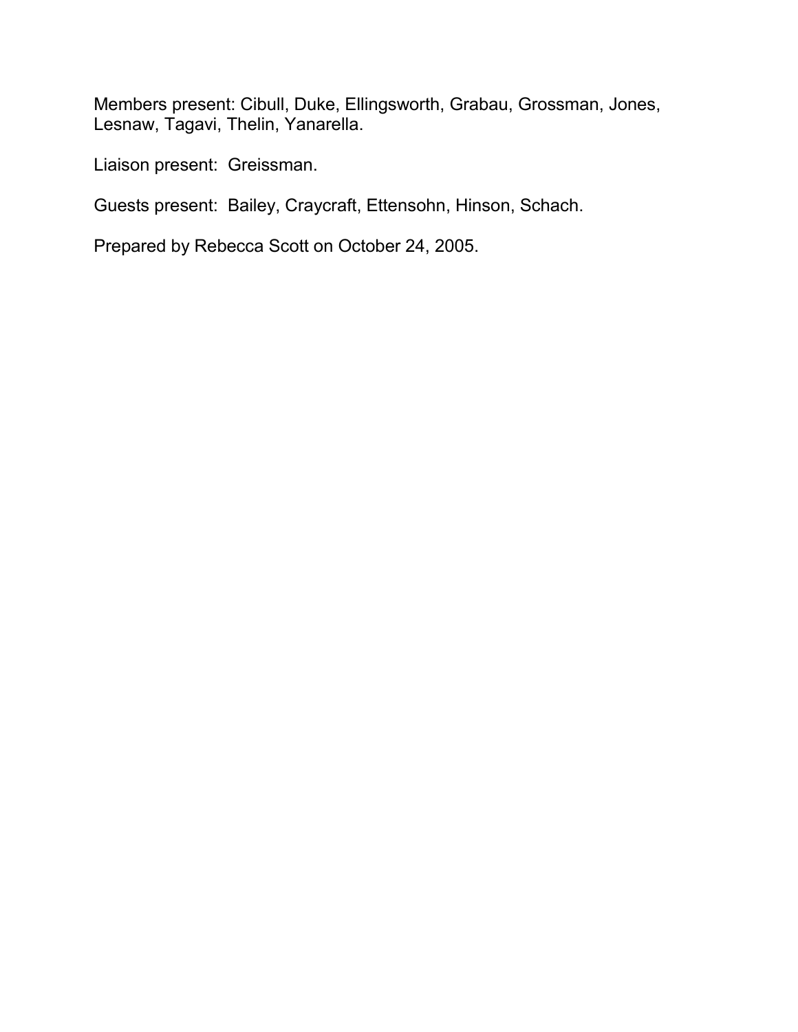Members present: Cibull, Duke, Ellingsworth, Grabau, Grossman, Jones, Lesnaw, Tagavi, Thelin, Yanarella.

Liaison present: Greissman.

Guests present: Bailey, Craycraft, Ettensohn, Hinson, Schach.

Prepared by Rebecca Scott on October 24, 2005.